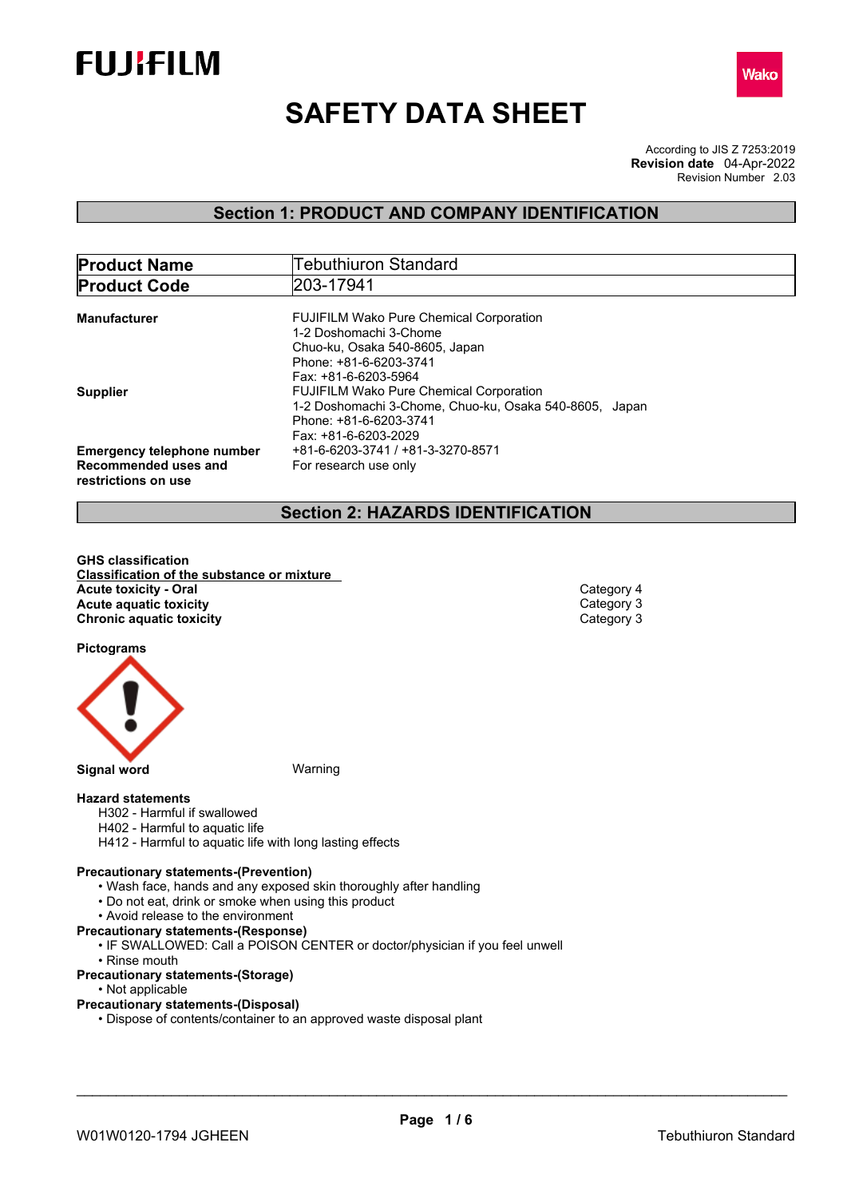# SAFETY DATA SHEET

According to JIS Z 7253:2019
**Revision date** 04-Apr-2022
Revision Number 2.03

## Section 1: PRODUCT AND COMPANY IDENTIFICATION

| **Product Name** | Tebuthiuron Standard |
|---|---|
| **Product Code** | 203-17941 |

**Manufacturer**
FUJIFILM Wako Pure Chemical Corporation
1-2 Doshomachi 3-Chome
Chuo-ku, Osaka 540-8605, Japan
Phone: +81-6-6203-3741
Fax: +81-6-6203-5964

**Supplier**
FUJIFILM Wako Pure Chemical Corporation
1-2 Doshomachi 3-Chome, Chuo-ku, Osaka 540-8605, Japan
Phone: +81-6-6203-3741
Fax: +81-6-6203-2029

**Emergency telephone number** +81-6-6203-3741 / +81-3-3270-8571

**Recommended uses and restrictions on use** For research use only

## Section 2: HAZARDS IDENTIFICATION

**GHS classification**

**Classification of the substance or mixture**

| | |
|---|---|
| **Acute toxicity - Oral** | Category 4 |
| **Acute aquatic toxicity** | Category 3 |
| **Chronic aquatic toxicity** | Category 3 |

**Pictograms**

**Signal word** Warning

**Hazard statements**
- H302 - Harmful if swallowed
- H402 - Harmful to aquatic life
- H412 - Harmful to aquatic life with long lasting effects

**Precautionary statements-(Prevention)**
- Wash face, hands and any exposed skin thoroughly after handling
- Do not eat, drink or smoke when using this product
- Avoid release to the environment

**Precautionary statements-(Response)**
- IF SWALLOWED: Call a POISON CENTER or doctor/physician if you feel unwell
- Rinse mouth

**Precautionary statements-(Storage)**
- Not applicable

**Precautionary statements-(Disposal)**
- Dispose of contents/container to an approved waste disposal plant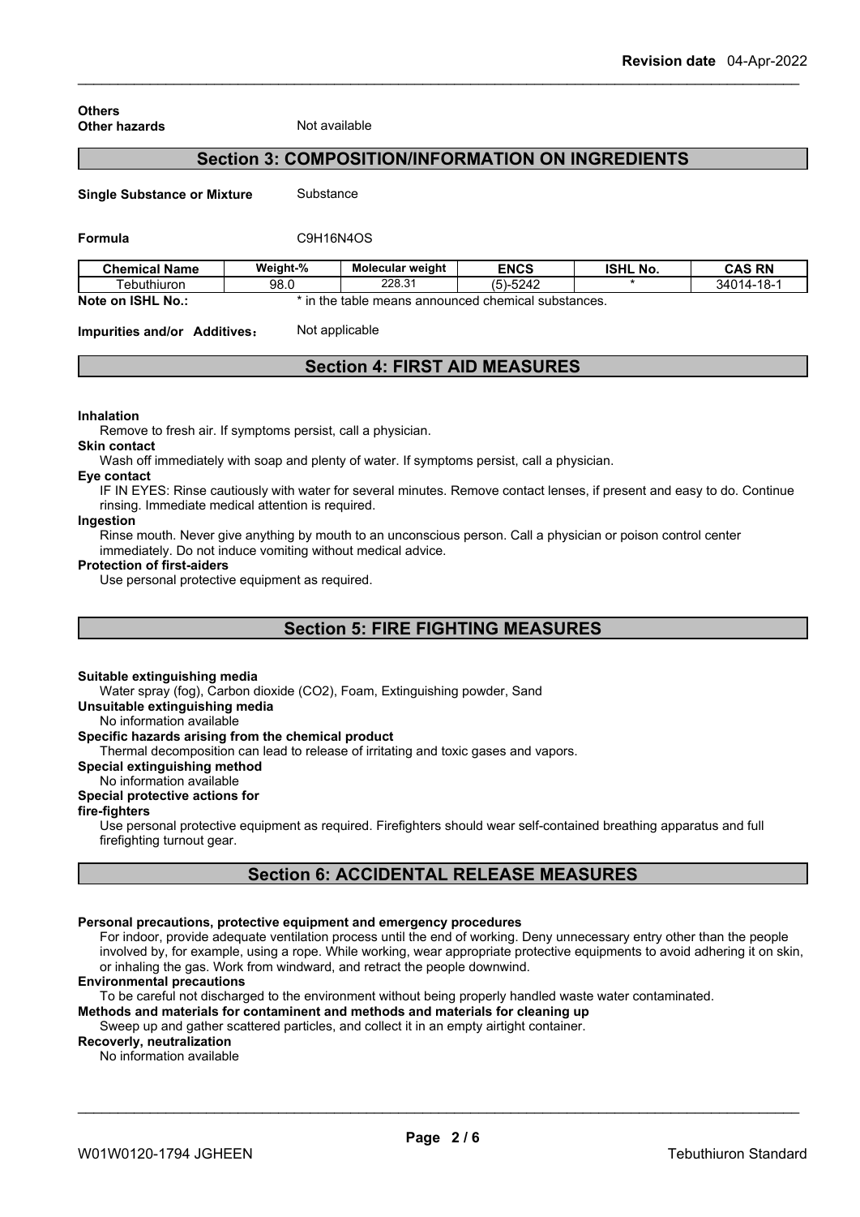**Others**

**Other hazards** Not available

## Section 3: COMPOSITION/INFORMATION ON INGREDIENTS

**Single Substance or Mixture** Substance

**Formula** $C_9H_{16}N_4OS$

| Chemical Name | Weight-% | Molecular weight | ENCS | ISHL No. | CAS RN |
|---|---|---|---|---|---|
| Tebuthiuron | 98.0 | 228.31 | (5)-5242 | * | 34014-18-1 |

**Note on ISHL No.:** * in the table means announced chemical substances.

**Impurities and/or Additives**： Not applicable

## Section 4: FIRST AID MEASURES

**Inhalation**

Remove to fresh air. If symptoms persist, call a physician.

**Skin contact**

Wash off immediately with soap and plenty of water. If symptoms persist, call a physician.

**Eye contact**

IF IN EYES: Rinse cautiously with water for several minutes. Remove contact lenses, if present and easy to do. Continue rinsing. Immediate medical attention is required.

**Ingestion**

Rinse mouth. Never give anything by mouth to an unconscious person. Call a physician or poison control center immediately. Do not induce vomiting without medical advice.

**Protection of first-aiders**

Use personal protective equipment as required.

## Section 5: FIRE FIGHTING MEASURES

**Suitable extinguishing media**

Water spray (fog), Carbon dioxide ($CO_2$), Foam, Extinguishing powder, Sand

**Unsuitable extinguishing media**

No information available

**Specific hazards arising from the chemical product**

Thermal decomposition can lead to release of irritating and toxic gases and vapors.

**Special extinguishing method**

No information available

**Special protective actions for fire-fighters**

Use personal protective equipment as required. Firefighters should wear self-contained breathing apparatus and full firefighting turnout gear.

## Section 6: ACCIDENTAL RELEASE MEASURES

**Personal precautions, protective equipment and emergency procedures**

For indoor, provide adequate ventilation process until the end of working. Deny unnecessary entry other than the people involved by, for example, using a rope. While working, wear appropriate protective equipments to avoid adhering it on skin, or inhaling the gas. Work from windward, and retract the people downwind.

**Environmental precautions**

To be careful not discharged to the environment without being properly handled waste water contaminated.

**Methods and materials for contaminent and methods and materials for cleaning up**

Sweep up and gather scattered particles, and collect it in an empty airtight container.

**Recoverly, neutralization**

No information available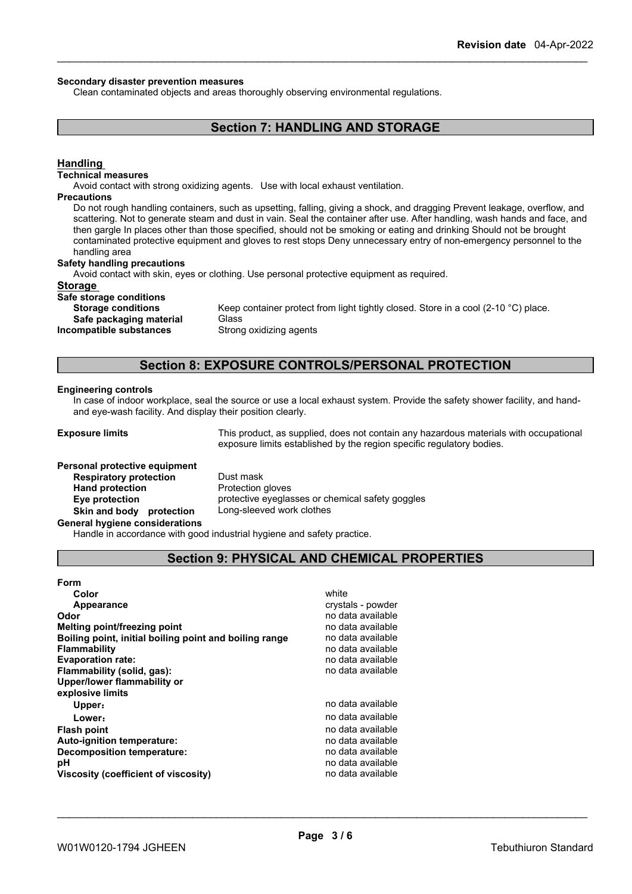**Secondary disaster prevention measures**

Clean contaminated objects and areas thoroughly observing environmental regulations.

## Section 7: HANDLING AND STORAGE

### Handling

**Technical measures**

Avoid contact with strong oxidizing agents. Use with local exhaust ventilation.

**Precautions**

Do not rough handling containers, such as upsetting, falling, giving a shock, and dragging Prevent leakage, overflow, and scattering. Not to generate steam and dust in vain. Seal the container after use. After handling, wash hands and face, and then gargle In places other than those specified, should not be smoking or eating and drinking Should not be brought contaminated protective equipment and gloves to rest stops Deny unnecessary entry of non-emergency personnel to the handling area

**Safety handling precautions**

Avoid contact with skin, eyes or clothing. Use personal protective equipment as required.

### Storage

**Safe storage conditions**

| | |
|---|---|
| **Storage conditions** | Keep container protect from light tightly closed. Store in a cool (2-10 °C) place. |
| **Safe packaging material** | Glass |
| **Incompatible substances** | Strong oxidizing agents |

## Section 8: EXPOSURE CONTROLS/PERSONAL PROTECTION

**Engineering controls**

In case of indoor workplace, seal the source or use a local exhaust system. Provide the safety shower facility, and hand- and eye-wash facility. And display their position clearly.

| | |
|---|---|
| **Exposure limits** | This product, as supplied, does not contain any hazardous materials with occupational exposure limits established by the region specific regulatory bodies. |

**Personal protective equipment**

| | |
|---|---|
| **Respiratory protection** | Dust mask |
| **Hand protection** | Protection gloves |
| **Eye protection** | protective eyeglasses or chemical safety goggles |
| **Skin and body protection** | Long-sleeved work clothes |

**General hygiene considerations**

Handle in accordance with good industrial hygiene and safety practice.

## Section 9: PHYSICAL AND CHEMICAL PROPERTIES

| | |
|---|---|
| **Form** | |
| **Color** | white |
| **Appearance** | crystals - powder |
| **Odor** | no data available |
| **Melting point/freezing point** | no data available |
| **Boiling point, initial boiling point and boiling range** | no data available |
| **Flammability** | no data available |
| **Evaporation rate:** | no data available |
| **Flammability (solid, gas):** | no data available |
| **Upper/lower flammability or explosive limits** | |
| **Upper:** | no data available |
| **Lower:** | no data available |
| **Flash point** | no data available |
| **Auto-ignition temperature:** | no data available |
| **Decomposition temperature:** | no data available |
| **pH** | no data available |
| **Viscosity (coefficient of viscosity)** | no data available |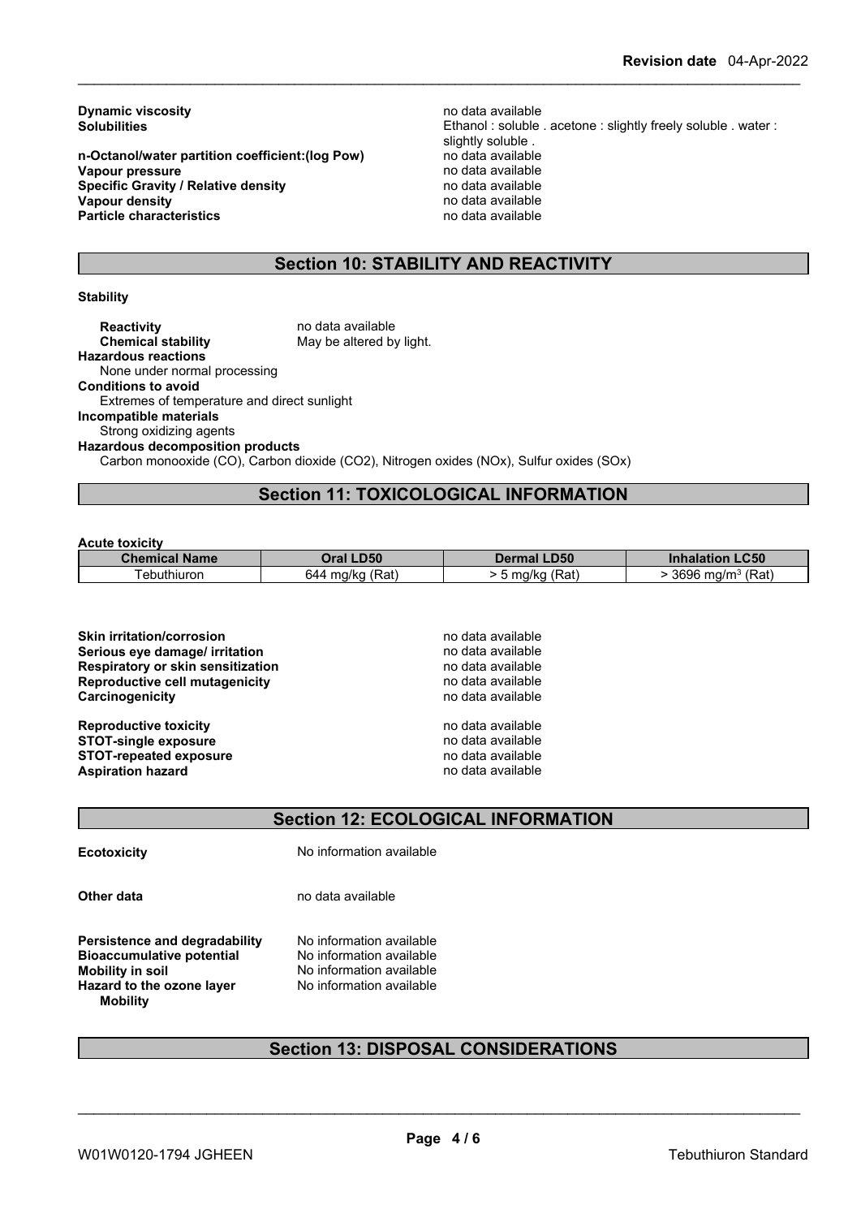| | |
|---|---|
| **Dynamic viscosity** | no data available |
| **Solubilities** | Ethanol : soluble . acetone : slightly freely soluble . water : slightly soluble . |
| **n-Octanol/water partition coefficient:(log Pow)** | no data available |
| **Vapour pressure** | no data available |
| **Specific Gravity / Relative density** | no data available |
| **Vapour density** | no data available |
| **Particle characteristics** | no data available |

## Section 10: STABILITY AND REACTIVITY

**Stability**

**Reactivity** no data available
**Chemical stability** May be altered by light.

**Hazardous reactions**
None under normal processing

**Conditions to avoid**
Extremes of temperature and direct sunlight

**Incompatible materials**
Strong oxidizing agents

**Hazardous decomposition products**
Carbon monooxide (CO), Carbon dioxide ($CO_2$), Nitrogen oxides (NOx), Sulfur oxides (SOx)

## Section 11: TOXICOLOGICAL INFORMATION

**Acute toxicity**

| Chemical Name | Oral LD50 | Dermal LD50 | Inhalation LC50 |
|---|---|---|---|
| Tebuthiuron | 644 mg/kg (Rat) | > 5 mg/kg (Rat) | > 3696 mg/m$^3$ (Rat) |

| | |
|---|---|
| **Skin irritation/corrosion** | no data available |
| **Serious eye damage/ irritation** | no data available |
| **Respiratory or skin sensitization** | no data available |
| **Reproductive cell mutagenicity** | no data available |
| **Carcinogenicity** | no data available |
| **Reproductive toxicity** | no data available |
| **STOT-single exposure** | no data available |
| **STOT-repeated exposure** | no data available |
| **Aspiration hazard** | no data available |

## Section 12: ECOLOGICAL INFORMATION

**Ecotoxicity** No information available

**Other data** no data available

| | |
|---|---|
| **Persistence and degradability** | No information available |
| **Bioaccumulative potential** | No information available |
| **Mobility in soil** | No information available |
| **Hazard to the ozone layer** | No information available |

**Mobility**

## Section 13: DISPOSAL CONSIDERATIONS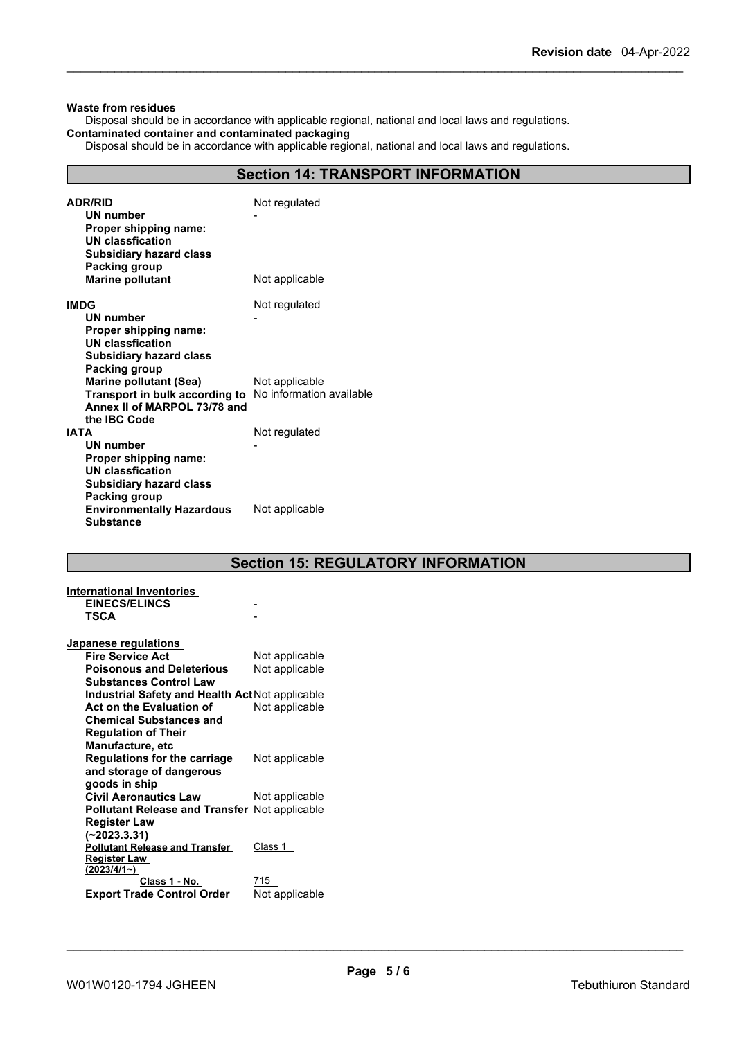**Waste from residues**

Disposal should be in accordance with applicable regional, national and local laws and regulations.

**Contaminated container and contaminated packaging**

Disposal should be in accordance with applicable regional, national and local laws and regulations.

## Section 14: TRANSPORT INFORMATION

| | |
|---|---|
| **ADR/RID** | Not regulated |
| **UN number** | - |
| **Proper shipping name:** | |
| **UN classfication** | |
| **Subsidiary hazard class** | |
| **Packing group** | |
| **Marine pollutant** | Not applicable |
| **IMDG** | Not regulated |
| **UN number** | - |
| **Proper shipping name:** | |
| **UN classfication** | |
| **Subsidiary hazard class** | |
| **Packing group** | |
| **Marine pollutant (Sea)** | Not applicable |
| **Transport in bulk according to Annex II of MARPOL 73/78 and the IBC Code** | No information available |
| **IATA** | Not regulated |
| **UN number** | - |
| **Proper shipping name:** | |
| **UN classfication** | |
| **Subsidiary hazard class** | |
| **Packing group** | |
| **Environmentally Hazardous Substance** | Not applicable |

## Section 15: REGULATORY INFORMATION

**International Inventories**

| | |
|---|---|
| **EINECS/ELINCS** | - |
| **TSCA** | - |

**Japanese regulations**

| | |
|---|---|
| **Fire Service Act** | Not applicable |
| **Poisonous and Deleterious Substances Control Law** | Not applicable |
| **Industrial Safety and Health Act** | Not applicable |
| **Act on the Evaluation of Chemical Substances and Regulation of Their Manufacture, etc** | Not applicable |
| **Regulations for the carriage and storage of dangerous goods in ship** | Not applicable |
| **Civil Aeronautics Law** | Not applicable |
| **Pollutant Release and Transfer Register Law (~2023.3.31)** | Not applicable |
| **Pollutant Release and Transfer Register Law (2023/4/1~)** | Class 1 |
| **Class 1 - No.** | 715 |
| **Export Trade Control Order** | Not applicable |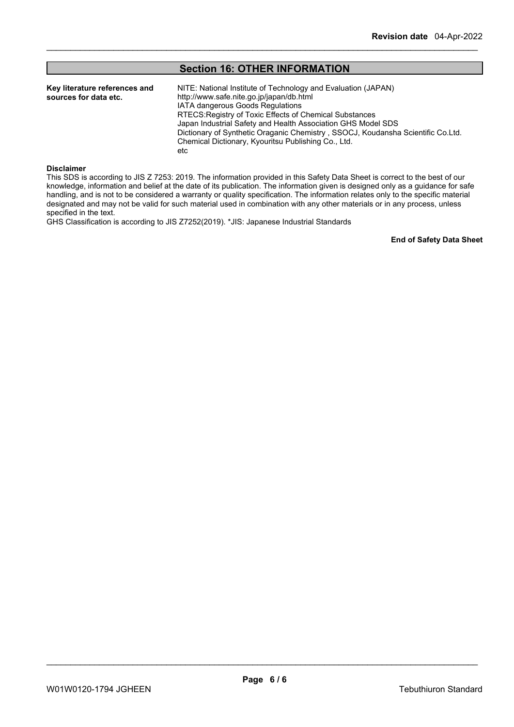## Section 16: OTHER INFORMATION

| | |
|---|---|
| **Key literature references and sources for data etc.** | NITE: National Institute of Technology and Evaluation (JAPAN)<br>http://www.safe.nite.go.jp/japan/db.html<br>IATA dangerous Goods Regulations<br>RTECS:Registry of Toxic Effects of Chemical Substances<br>Japan Industrial Safety and Health Association GHS Model SDS<br>Dictionary of Synthetic Oraganic Chemistry , SSOCJ, Koudansha Scientific Co.Ltd.<br>Chemical Dictionary, Kyouritsu Publishing Co., Ltd.<br>etc |

**Disclaimer**

This SDS is according to JIS Z 7253: 2019. The information provided in this Safety Data Sheet is correct to the best of our knowledge, information and belief at the date of its publication. The information given is designed only as a guidance for safe handling, and is not to be considered a warranty or quality specification. The information relates only to the specific material designated and may not be valid for such material used in combination with any other materials or in any process, unless specified in the text.

GHS Classification is according to JIS Z7252(2019). *JIS: Japanese Industrial Standards

**End of Safety Data Sheet**